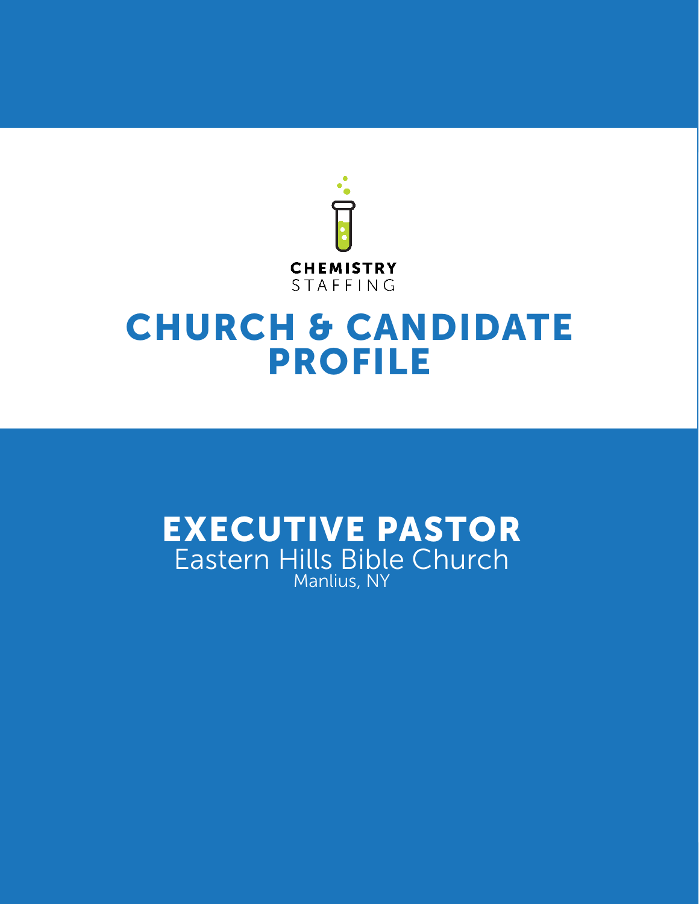CHEMISTRY
STAFFING

# CHURCH & CANDIDATE PROFILE

## EXECUTIVE PASTOR

Eastern Hills Bible Church

Manlius, NY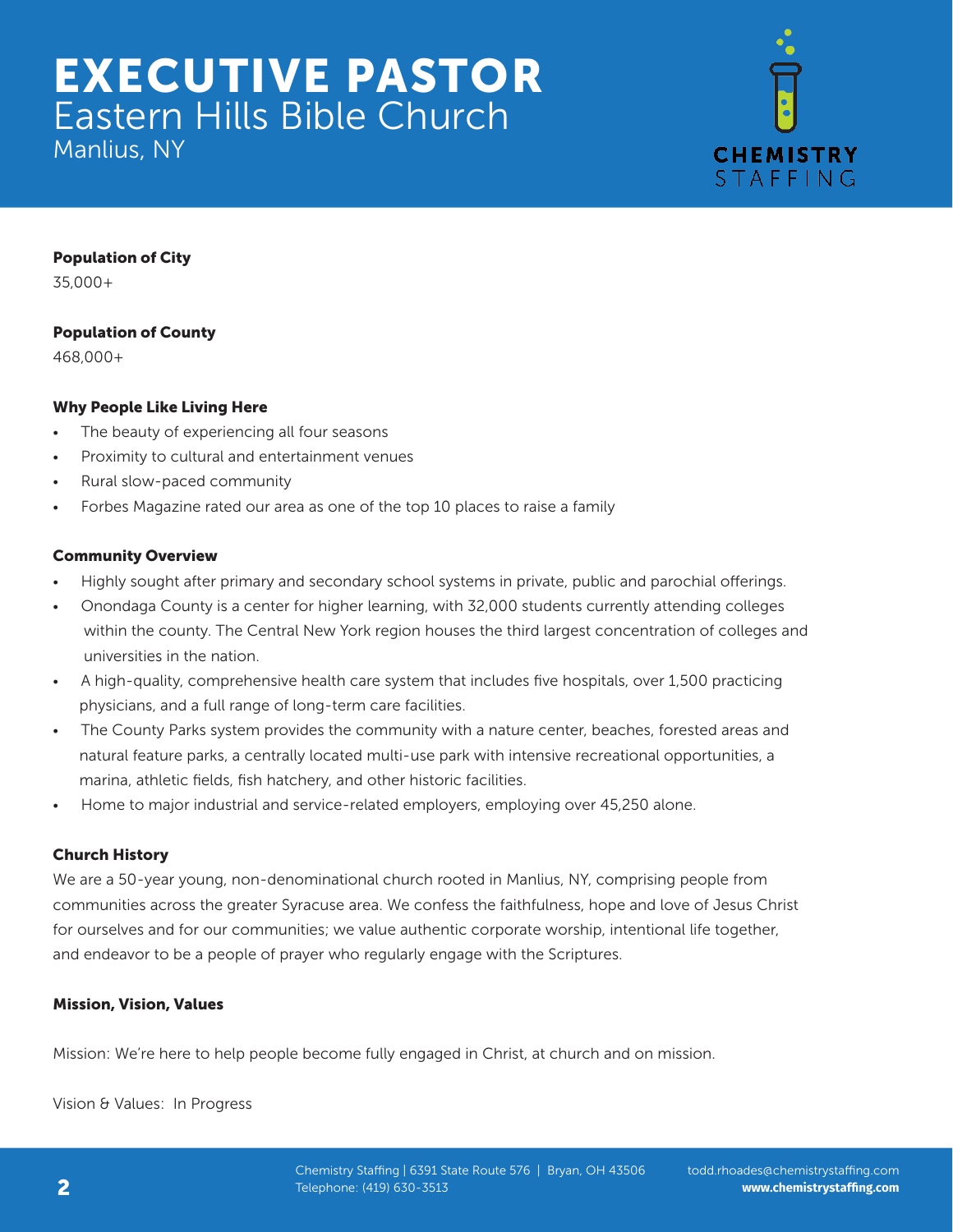# EXECUTIVE PASTOR

## Eastern Hills Bible Church

Manlius, NY

CHEMISTRY STAFFING

**Population of City**

35,000+

**Population of County**

468,000+

**Why People Like Living Here**

- The beauty of experiencing all four seasons
- Proximity to cultural and entertainment venues
- Rural slow-paced community
- Forbes Magazine rated our area as one of the top 10 places to raise a family

**Community Overview**

- Highly sought after primary and secondary school systems in private, public and parochial offerings.
- Onondaga County is a center for higher learning, with 32,000 students currently attending colleges within the county. The Central New York region houses the third largest concentration of colleges and universities in the nation.
- A high-quality, comprehensive health care system that includes five hospitals, over 1,500 practicing physicians, and a full range of long-term care facilities.
- The County Parks system provides the community with a nature center, beaches, forested areas and natural feature parks, a centrally located multi-use park with intensive recreational opportunities, a marina, athletic fields, fish hatchery, and other historic facilities.
- Home to major industrial and service-related employers, employing over 45,250 alone.

**Church History**

We are a 50-year young, non-denominational church rooted in Manlius, NY, comprising people from communities across the greater Syracuse area. We confess the faithfulness, hope and love of Jesus Christ for ourselves and for our communities; we value authentic corporate worship, intentional life together, and endeavor to be a people of prayer who regularly engage with the Scriptures.

**Mission, Vision, Values**

Mission: We're here to help people become fully engaged in Christ, at church and on mission.

Vision & Values: In Progress

Chemistry Staffing | 6391 State Route 576 | Bryan, OH 43506
Telephone: (419) 630-3513
todd.rhoades@chemistrystaffing.com
**www.chemistrystaffing.com**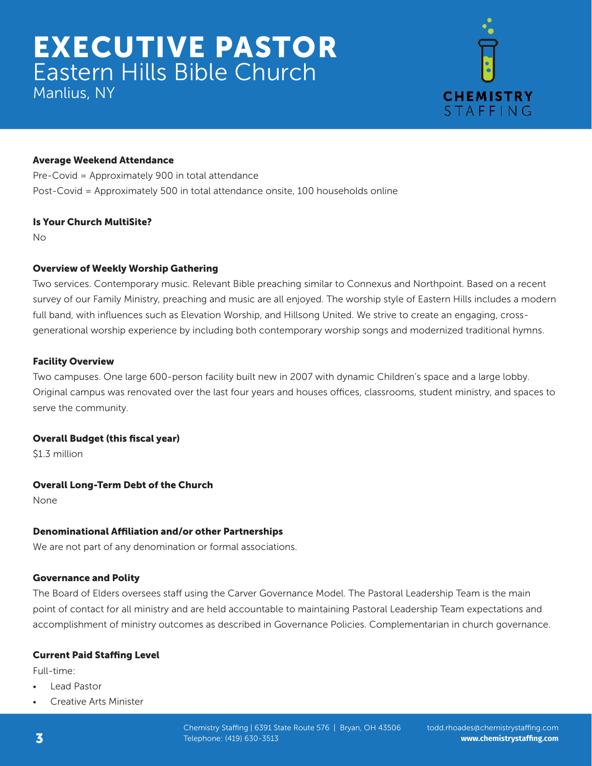# EXECUTIVE PASTOR

## Eastern Hills Bible Church

Manlius, NY

CHEMISTRY STAFFING

**Average Weekend Attendance**

Pre-Covid = Approximately 900 in total attendance

Post-Covid = Approximately 500 in total attendance onsite, 100 households online

**Is Your Church MultiSite?**

No

**Overview of Weekly Worship Gathering**

Two services. Contemporary music. Relevant Bible preaching similar to Connexus and Northpoint. Based on a recent survey of our Family Ministry, preaching and music are all enjoyed. The worship style of Eastern Hills includes a modern full band, with influences such as Elevation Worship, and Hillsong United. We strive to create an engaging, cross-generational worship experience by including both contemporary worship songs and modernized traditional hymns.

**Facility Overview**

Two campuses. One large 600-person facility built new in 2007 with dynamic Children's space and a large lobby. Original campus was renovated over the last four years and houses offices, classrooms, student ministry, and spaces to serve the community.

**Overall Budget (this fiscal year)**

$1.3 million

**Overall Long-Term Debt of the Church**

None

**Denominational Affiliation and/or other Partnerships**

We are not part of any denomination or formal associations.

**Governance and Polity**

The Board of Elders oversees staff using the Carver Governance Model. The Pastoral Leadership Team is the main point of contact for all ministry and are held accountable to maintaining Pastoral Leadership Team expectations and accomplishment of ministry outcomes as described in Governance Policies. Complementarian in church governance.

**Current Paid Staffing Level**

Full-time:

- Lead Pastor
- Creative Arts Minister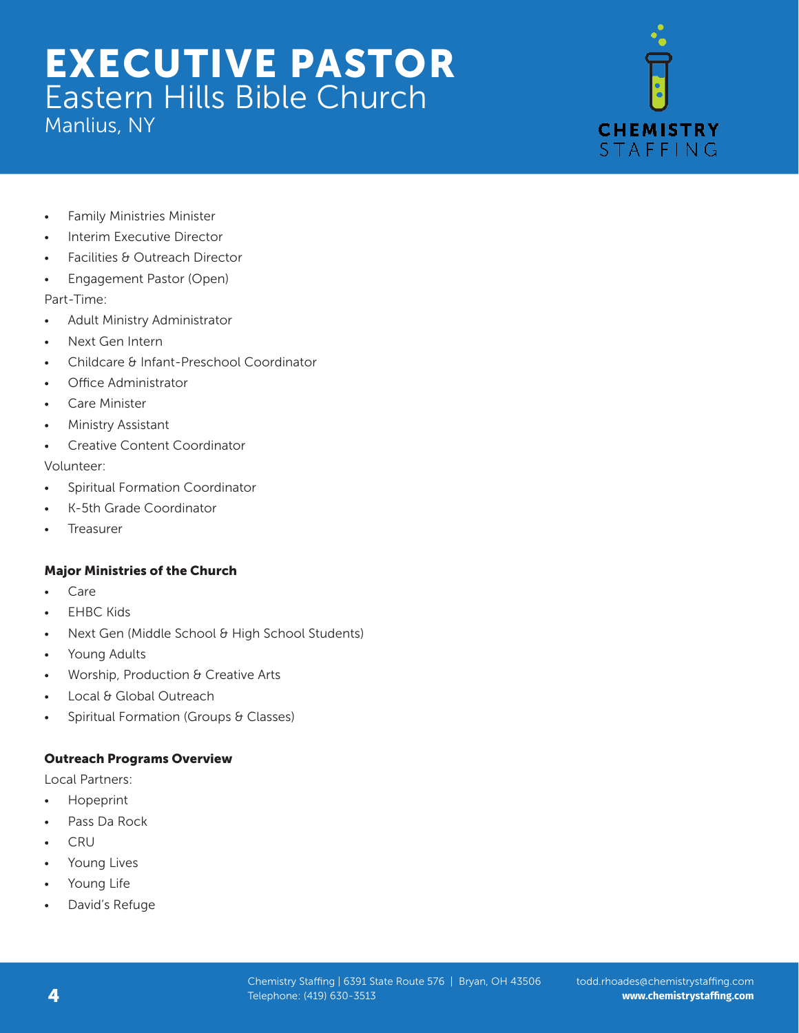- Family Ministries Minister
- Interim Executive Director
- Facilities & Outreach Director
- Engagement Pastor (Open)

Part-Time:

- Adult Ministry Administrator
- Next Gen Intern
- Childcare & Infant-Preschool Coordinator
- Office Administrator
- Care Minister
- Ministry Assistant
- Creative Content Coordinator

Volunteer:

- Spiritual Formation Coordinator
- K-5th Grade Coordinator
- Treasurer

**Major Ministries of the Church**

- Care
- EHBC Kids
- Next Gen (Middle School & High School Students)
- Young Adults
- Worship, Production & Creative Arts
- Local & Global Outreach
- Spiritual Formation (Groups & Classes)

**Outreach Programs Overview**

Local Partners:

- Hopeprint
- Pass Da Rock
- CRU
- Young Lives
- Young Life
- David's Refuge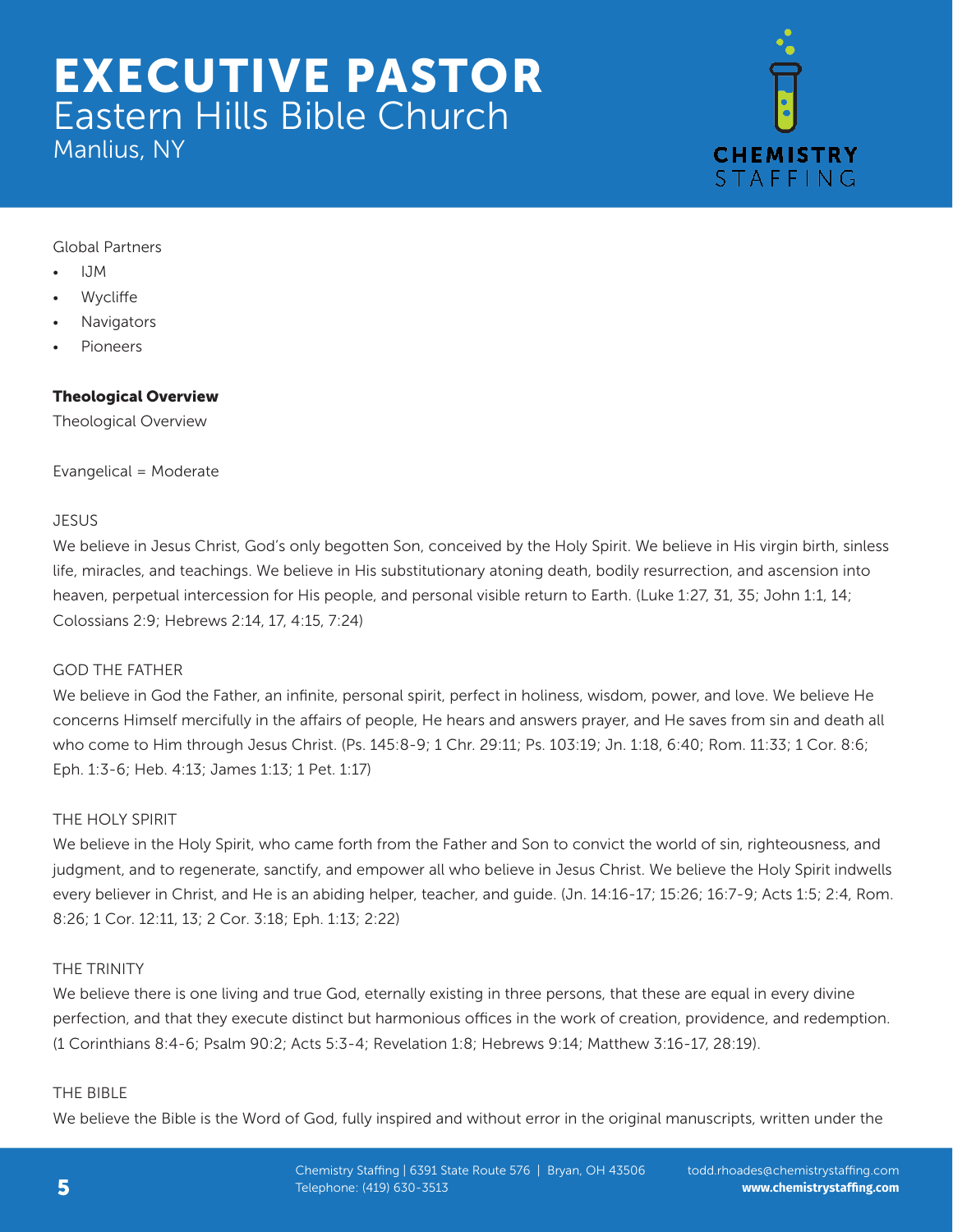Global Partners

- IJM
- Wycliffe
- Navigators
- Pioneers

**Theological Overview**

Theological Overview

Evangelical = Moderate

JESUS

We believe in Jesus Christ, God's only begotten Son, conceived by the Holy Spirit. We believe in His virgin birth, sinless life, miracles, and teachings. We believe in His substitutionary atoning death, bodily resurrection, and ascension into heaven, perpetual intercession for His people, and personal visible return to Earth. (Luke 1:27, 31, 35; John 1:1, 14; Colossians 2:9; Hebrews 2:14, 17, 4:15, 7:24)

GOD THE FATHER

We believe in God the Father, an infinite, personal spirit, perfect in holiness, wisdom, power, and love. We believe He concerns Himself mercifully in the affairs of people, He hears and answers prayer, and He saves from sin and death all who come to Him through Jesus Christ. (Ps. 145:8-9; 1 Chr. 29:11; Ps. 103:19; Jn. 1:18, 6:40; Rom. 11:33; 1 Cor. 8:6; Eph. 1:3-6; Heb. 4:13; James 1:13; 1 Pet. 1:17)

THE HOLY SPIRIT

We believe in the Holy Spirit, who came forth from the Father and Son to convict the world of sin, righteousness, and judgment, and to regenerate, sanctify, and empower all who believe in Jesus Christ. We believe the Holy Spirit indwells every believer in Christ, and He is an abiding helper, teacher, and guide. (Jn. 14:16-17; 15:26; 16:7-9; Acts 1:5; 2:4, Rom. 8:26; 1 Cor. 12:11, 13; 2 Cor. 3:18; Eph. 1:13; 2:22)

THE TRINITY

We believe there is one living and true God, eternally existing in three persons, that these are equal in every divine perfection, and that they execute distinct but harmonious offices in the work of creation, providence, and redemption. (1 Corinthians 8:4-6; Psalm 90:2; Acts 5:3-4; Revelation 1:8; Hebrews 9:14; Matthew 3:16-17, 28:19).

THE BIBLE

We believe the Bible is the Word of God, fully inspired and without error in the original manuscripts, written under the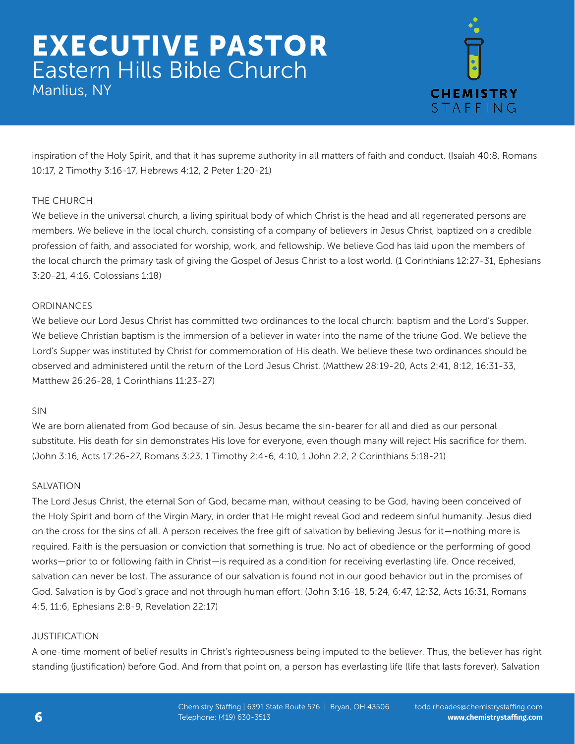inspiration of the Holy Spirit, and that it has supreme authority in all matters of faith and conduct. (Isaiah 40:8, Romans 10:17, 2 Timothy 3:16-17, Hebrews 4:12, 2 Peter 1:20-21)

### THE CHURCH

We believe in the universal church, a living spiritual body of which Christ is the head and all regenerated persons are members. We believe in the local church, consisting of a company of believers in Jesus Christ, baptized on a credible profession of faith, and associated for worship, work, and fellowship. We believe God has laid upon the members of the local church the primary task of giving the Gospel of Jesus Christ to a lost world. (1 Corinthians 12:27-31, Ephesians 3:20-21, 4:16, Colossians 1:18)

### ORDINANCES

We believe our Lord Jesus Christ has committed two ordinances to the local church: baptism and the Lord's Supper. We believe Christian baptism is the immersion of a believer in water into the name of the triune God. We believe the Lord's Supper was instituted by Christ for commemoration of His death. We believe these two ordinances should be observed and administered until the return of the Lord Jesus Christ. (Matthew 28:19-20, Acts 2:41, 8:12, 16:31-33, Matthew 26:26-28, 1 Corinthians 11:23-27)

### SIN

We are born alienated from God because of sin. Jesus became the sin-bearer for all and died as our personal substitute. His death for sin demonstrates His love for everyone, even though many will reject His sacrifice for them. (John 3:16, Acts 17:26-27, Romans 3:23, 1 Timothy 2:4-6, 4:10, 1 John 2:2, 2 Corinthians 5:18-21)

### SALVATION

The Lord Jesus Christ, the eternal Son of God, became man, without ceasing to be God, having been conceived of the Holy Spirit and born of the Virgin Mary, in order that He might reveal God and redeem sinful humanity. Jesus died on the cross for the sins of all. A person receives the free gift of salvation by believing Jesus for it—nothing more is required. Faith is the persuasion or conviction that something is true. No act of obedience or the performing of good works—prior to or following faith in Christ—is required as a condition for receiving everlasting life. Once received, salvation can never be lost. The assurance of our salvation is found not in our good behavior but in the promises of God. Salvation is by God's grace and not through human effort. (John 3:16-18, 5:24, 6:47, 12:32, Acts 16:31, Romans 4:5, 11:6, Ephesians 2:8-9, Revelation 22:17)

### JUSTIFICATION

A one-time moment of belief results in Christ's righteousness being imputed to the believer. Thus, the believer has right standing (justification) before God. And from that point on, a person has everlasting life (life that lasts forever). Salvation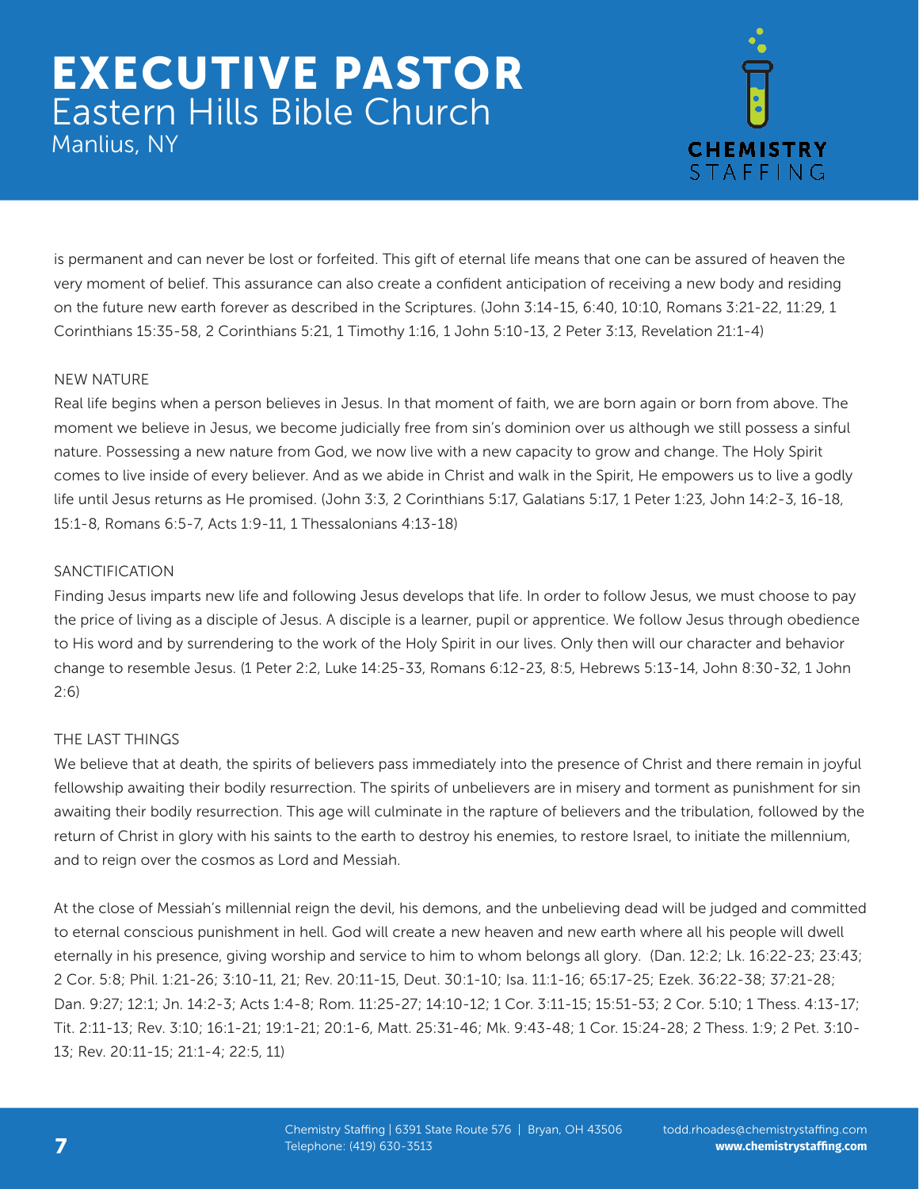is permanent and can never be lost or forfeited. This gift of eternal life means that one can be assured of heaven the very moment of belief. This assurance can also create a confident anticipation of receiving a new body and residing on the future new earth forever as described in the Scriptures. (John 3:14-15, 6:40, 10:10, Romans 3:21-22, 11:29, 1 Corinthians 15:35-58, 2 Corinthians 5:21, 1 Timothy 1:16, 1 John 5:10-13, 2 Peter 3:13, Revelation 21:1-4)

NEW NATURE

Real life begins when a person believes in Jesus. In that moment of faith, we are born again or born from above. The moment we believe in Jesus, we become judicially free from sin's dominion over us although we still possess a sinful nature. Possessing a new nature from God, we now live with a new capacity to grow and change. The Holy Spirit comes to live inside of every believer. And as we abide in Christ and walk in the Spirit, He empowers us to live a godly life until Jesus returns as He promised. (John 3:3, 2 Corinthians 5:17, Galatians 5:17, 1 Peter 1:23, John 14:2-3, 16-18, 15:1-8, Romans 6:5-7, Acts 1:9-11, 1 Thessalonians 4:13-18)

SANCTIFICATION

Finding Jesus imparts new life and following Jesus develops that life. In order to follow Jesus, we must choose to pay the price of living as a disciple of Jesus. A disciple is a learner, pupil or apprentice. We follow Jesus through obedience to His word and by surrendering to the work of the Holy Spirit in our lives. Only then will our character and behavior change to resemble Jesus. (1 Peter 2:2, Luke 14:25-33, Romans 6:12-23, 8:5, Hebrews 5:13-14, John 8:30-32, 1 John 2:6)

THE LAST THINGS

We believe that at death, the spirits of believers pass immediately into the presence of Christ and there remain in joyful fellowship awaiting their bodily resurrection. The spirits of unbelievers are in misery and torment as punishment for sin awaiting their bodily resurrection. This age will culminate in the rapture of believers and the tribulation, followed by the return of Christ in glory with his saints to the earth to destroy his enemies, to restore Israel, to initiate the millennium, and to reign over the cosmos as Lord and Messiah.

At the close of Messiah's millennial reign the devil, his demons, and the unbelieving dead will be judged and committed to eternal conscious punishment in hell. God will create a new heaven and new earth where all his people will dwell eternally in his presence, giving worship and service to him to whom belongs all glory. (Dan. 12:2; Lk. 16:22-23; 23:43; 2 Cor. 5:8; Phil. 1:21-26; 3:10-11, 21; Rev. 20:11-15, Deut. 30:1-10; Isa. 11:1-16; 65:17-25; Ezek. 36:22-38; 37:21-28; Dan. 9:27; 12:1; Jn. 14:2-3; Acts 1:4-8; Rom. 11:25-27; 14:10-12; 1 Cor. 3:11-15; 15:51-53; 2 Cor. 5:10; 1 Thess. 4:13-17; Tit. 2:11-13; Rev. 3:10; 16:1-21; 19:1-21; 20:1-6, Matt. 25:31-46; Mk. 9:43-48; 1 Cor. 15:24-28; 2 Thess. 1:9; 2 Pet. 3:10-13; Rev. 20:11-15; 21:1-4; 22:5, 11)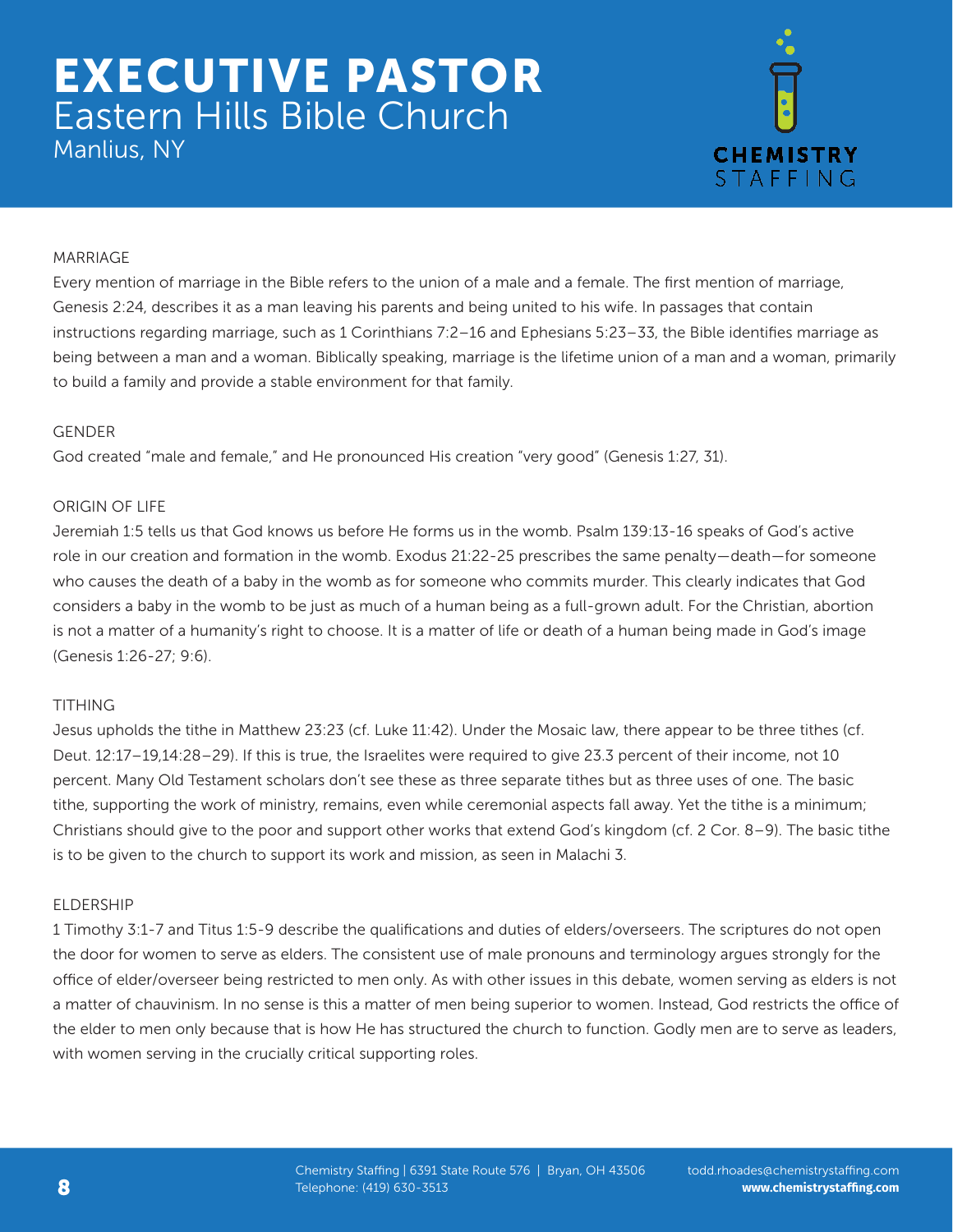# EXECUTIVE PASTOR

## Eastern Hills Bible Church

Manlius, NY

### MARRIAGE

Every mention of marriage in the Bible refers to the union of a male and a female. The first mention of marriage, Genesis 2:24, describes it as a man leaving his parents and being united to his wife. In passages that contain instructions regarding marriage, such as 1 Corinthians 7:2–16 and Ephesians 5:23–33, the Bible identifies marriage as being between a man and a woman. Biblically speaking, marriage is the lifetime union of a man and a woman, primarily to build a family and provide a stable environment for that family.

### GENDER

God created "male and female," and He pronounced His creation "very good" (Genesis 1:27, 31).

### ORIGIN OF LIFE

Jeremiah 1:5 tells us that God knows us before He forms us in the womb. Psalm 139:13-16 speaks of God's active role in our creation and formation in the womb. Exodus 21:22-25 prescribes the same penalty—death—for someone who causes the death of a baby in the womb as for someone who commits murder. This clearly indicates that God considers a baby in the womb to be just as much of a human being as a full-grown adult. For the Christian, abortion is not a matter of a humanity's right to choose. It is a matter of life or death of a human being made in God's image (Genesis 1:26-27; 9:6).

### TITHING

Jesus upholds the tithe in Matthew 23:23 (cf. Luke 11:42). Under the Mosaic law, there appear to be three tithes (cf. Deut. 12:17–19,14:28–29). If this is true, the Israelites were required to give 23.3 percent of their income, not 10 percent. Many Old Testament scholars don't see these as three separate tithes but as three uses of one. The basic tithe, supporting the work of ministry, remains, even while ceremonial aspects fall away. Yet the tithe is a minimum; Christians should give to the poor and support other works that extend God's kingdom (cf. 2 Cor. 8–9). The basic tithe is to be given to the church to support its work and mission, as seen in Malachi 3.

### ELDERSHIP

1 Timothy 3:1-7 and Titus 1:5-9 describe the qualifications and duties of elders/overseers. The scriptures do not open the door for women to serve as elders. The consistent use of male pronouns and terminology argues strongly for the office of elder/overseer being restricted to men only. As with other issues in this debate, women serving as elders is not a matter of chauvinism. In no sense is this a matter of men being superior to women. Instead, God restricts the office of the elder to men only because that is how He has structured the church to function. Godly men are to serve as leaders, with women serving in the crucially critical supporting roles.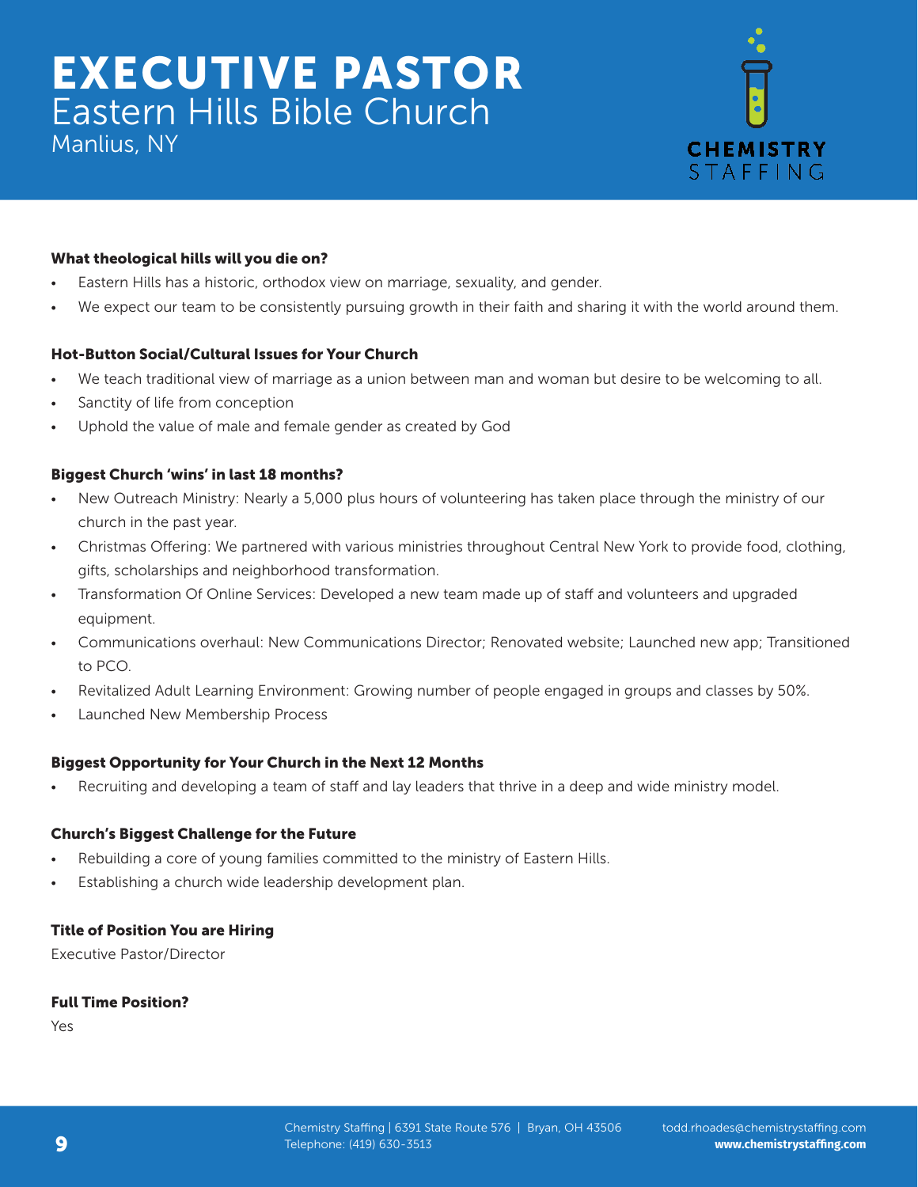# EXECUTIVE PASTOR

## Eastern Hills Bible Church

Manlius, NY

**What theological hills will you die on?**

- Eastern Hills has a historic, orthodox view on marriage, sexuality, and gender.
- We expect our team to be consistently pursuing growth in their faith and sharing it with the world around them.

**Hot-Button Social/Cultural Issues for Your Church**

- We teach traditional view of marriage as a union between man and woman but desire to be welcoming to all.
- Sanctity of life from conception
- Uphold the value of male and female gender as created by God

**Biggest Church 'wins' in last 18 months?**

- New Outreach Ministry: Nearly a 5,000 plus hours of volunteering has taken place through the ministry of our church in the past year.
- Christmas Offering: We partnered with various ministries throughout Central New York to provide food, clothing, gifts, scholarships and neighborhood transformation.
- Transformation Of Online Services: Developed a new team made up of staff and volunteers and upgraded equipment.
- Communications overhaul: New Communications Director; Renovated website; Launched new app; Transitioned to PCO.
- Revitalized Adult Learning Environment: Growing number of people engaged in groups and classes by 50%.
- Launched New Membership Process

**Biggest Opportunity for Your Church in the Next 12 Months**

- Recruiting and developing a team of staff and lay leaders that thrive in a deep and wide ministry model.

**Church's Biggest Challenge for the Future**

- Rebuilding a core of young families committed to the ministry of Eastern Hills.
- Establishing a church wide leadership development plan.

**Title of Position You are Hiring**

Executive Pastor/Director

**Full Time Position?**

Yes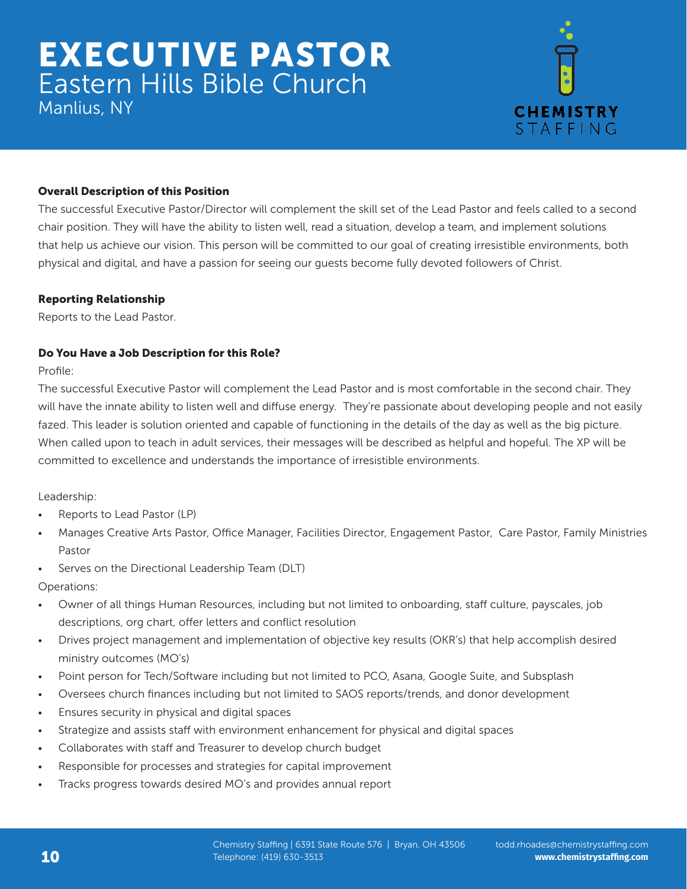# EXECUTIVE PASTOR

## Eastern Hills Bible Church

Manlius, NY

**Overall Description of this Position**

The successful Executive Pastor/Director will complement the skill set of the Lead Pastor and feels called to a second chair position. They will have the ability to listen well, read a situation, develop a team, and implement solutions that help us achieve our vision. This person will be committed to our goal of creating irresistible environments, both physical and digital, and have a passion for seeing our guests become fully devoted followers of Christ.

**Reporting Relationship**

Reports to the Lead Pastor.

**Do You Have a Job Description for this Role?**

Profile:

The successful Executive Pastor will complement the Lead Pastor and is most comfortable in the second chair. They will have the innate ability to listen well and diffuse energy. They're passionate about developing people and not easily fazed. This leader is solution oriented and capable of functioning in the details of the day as well as the big picture. When called upon to teach in adult services, their messages will be described as helpful and hopeful. The XP will be committed to excellence and understands the importance of irresistible environments.

Leadership:

- Reports to Lead Pastor (LP)
- Manages Creative Arts Pastor, Office Manager, Facilities Director, Engagement Pastor, Care Pastor, Family Ministries Pastor
- Serves on the Directional Leadership Team (DLT)

Operations:

- Owner of all things Human Resources, including but not limited to onboarding, staff culture, payscales, job descriptions, org chart, offer letters and conflict resolution
- Drives project management and implementation of objective key results (OKR's) that help accomplish desired ministry outcomes (MO's)
- Point person for Tech/Software including but not limited to PCO, Asana, Google Suite, and Subsplash
- Oversees church finances including but not limited to SAOS reports/trends, and donor development
- Ensures security in physical and digital spaces
- Strategize and assists staff with environment enhancement for physical and digital spaces
- Collaborates with staff and Treasurer to develop church budget
- Responsible for processes and strategies for capital improvement
- Tracks progress towards desired MO's and provides annual report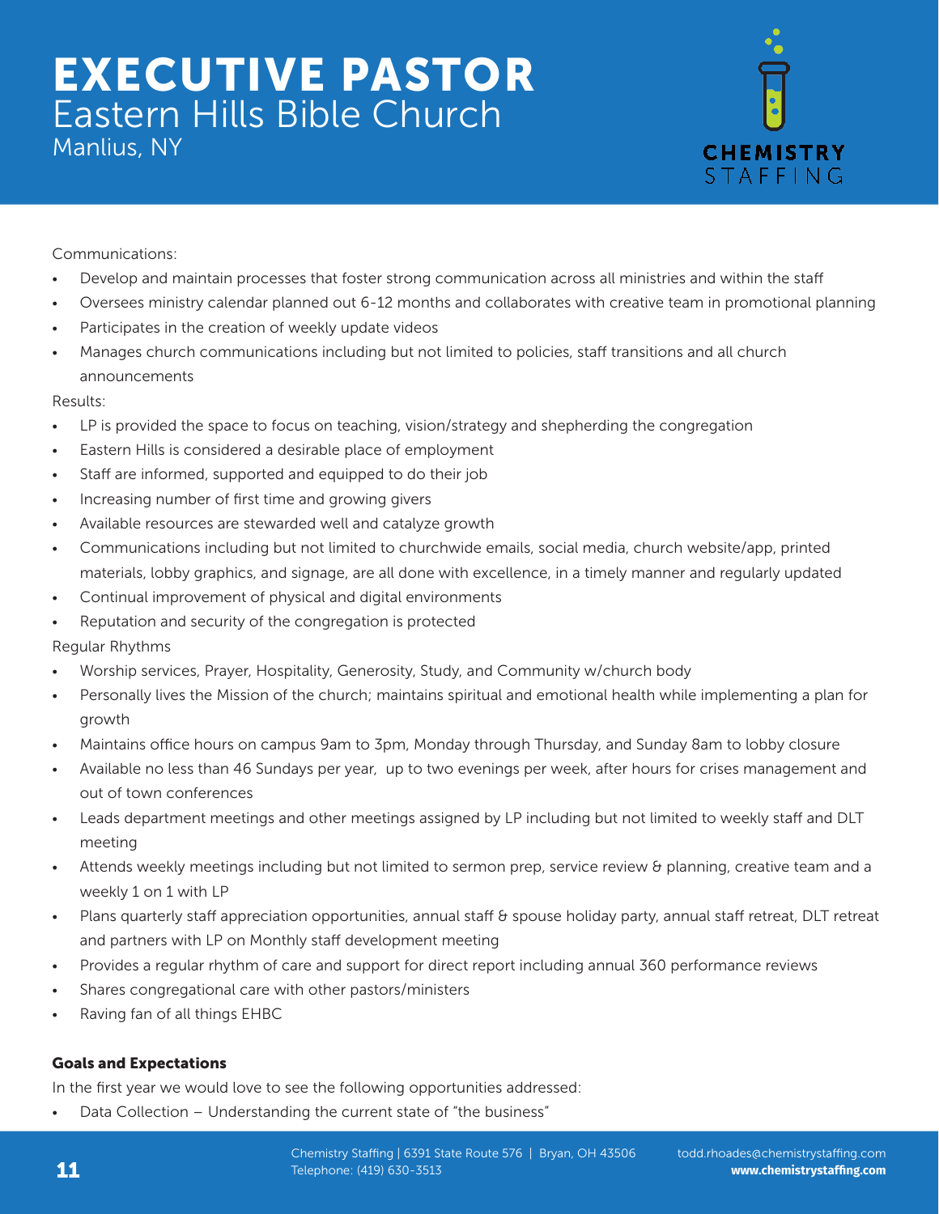Communications:

- Develop and maintain processes that foster strong communication across all ministries and within the staff
- Oversees ministry calendar planned out 6-12 months and collaborates with creative team in promotional planning
- Participates in the creation of weekly update videos
- Manages church communications including but not limited to policies, staff transitions and all church announcements

Results:

- LP is provided the space to focus on teaching, vision/strategy and shepherding the congregation
- Eastern Hills is considered a desirable place of employment
- Staff are informed, supported and equipped to do their job
- Increasing number of first time and growing givers
- Available resources are stewarded well and catalyze growth
- Communications including but not limited to churchwide emails, social media, church website/app, printed materials, lobby graphics, and signage, are all done with excellence, in a timely manner and regularly updated
- Continual improvement of physical and digital environments
- Reputation and security of the congregation is protected

Regular Rhythms

- Worship services, Prayer, Hospitality, Generosity, Study, and Community w/church body
- Personally lives the Mission of the church; maintains spiritual and emotional health while implementing a plan for growth
- Maintains office hours on campus 9am to 3pm, Monday through Thursday, and Sunday 8am to lobby closure
- Available no less than 46 Sundays per year, up to two evenings per week, after hours for crises management and out of town conferences
- Leads department meetings and other meetings assigned by LP including but not limited to weekly staff and DLT meeting
- Attends weekly meetings including but not limited to sermon prep, service review & planning, creative team and a weekly 1 on 1 with LP
- Plans quarterly staff appreciation opportunities, annual staff & spouse holiday party, annual staff retreat, DLT retreat and partners with LP on Monthly staff development meeting
- Provides a regular rhythm of care and support for direct report including annual 360 performance reviews
- Shares congregational care with other pastors/ministers
- Raving fan of all things EHBC

**Goals and Expectations**

In the first year we would love to see the following opportunities addressed:

- Data Collection – Understanding the current state of "the business"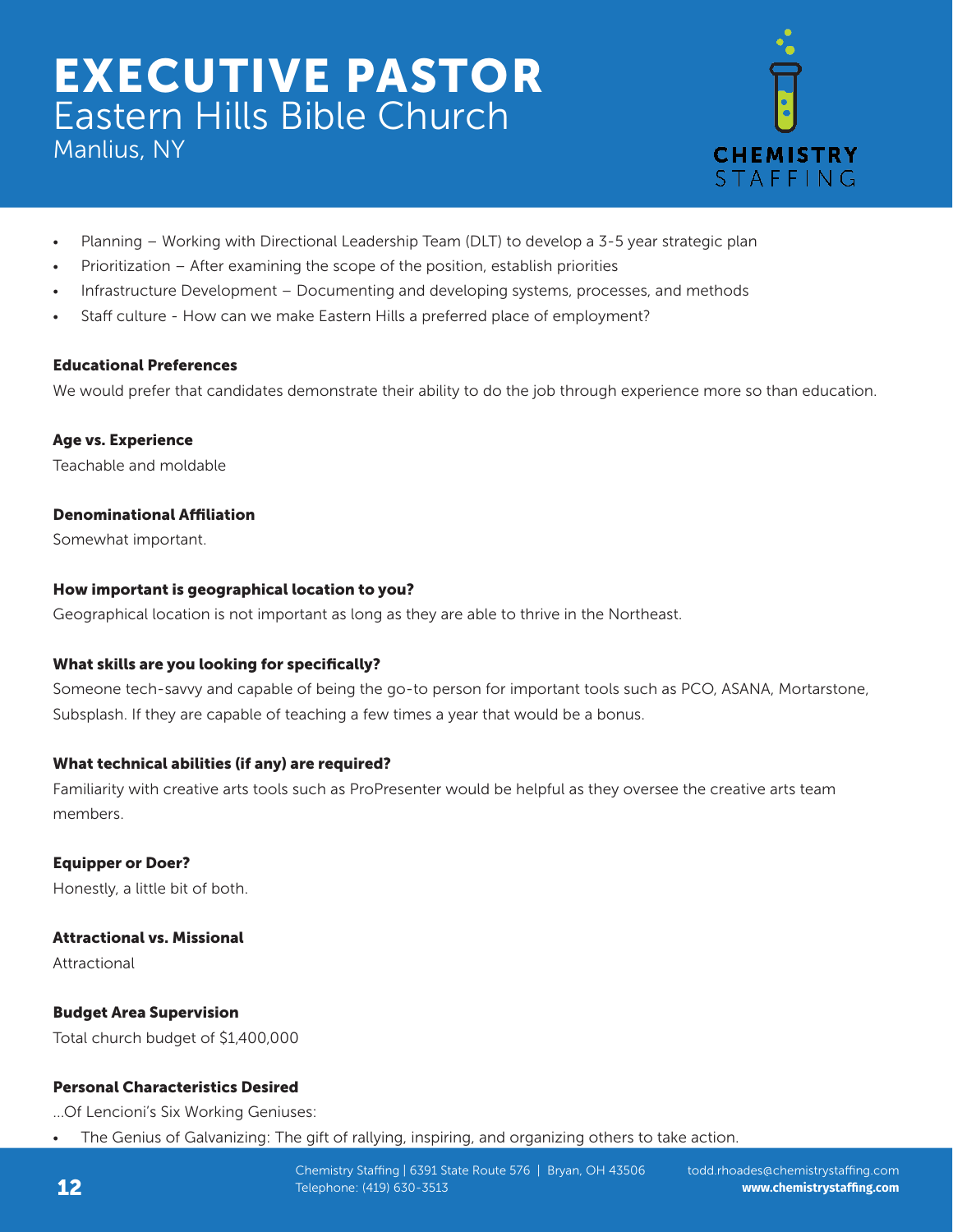# EXECUTIVE PASTOR
## Eastern Hills Bible Church
Manlius, NY

- Planning – Working with Directional Leadership Team (DLT) to develop a 3-5 year strategic plan
- Prioritization – After examining the scope of the position, establish priorities
- Infrastructure Development – Documenting and developing systems, processes, and methods
- Staff culture - How can we make Eastern Hills a preferred place of employment?

**Educational Preferences**

We would prefer that candidates demonstrate their ability to do the job through experience more so than education.

**Age vs. Experience**

Teachable and moldable

**Denominational Affiliation**

Somewhat important.

**How important is geographical location to you?**

Geographical location is not important as long as they are able to thrive in the Northeast.

**What skills are you looking for specifically?**

Someone tech-savvy and capable of being the go-to person for important tools such as PCO, ASANA, Mortarstone, Subsplash. If they are capable of teaching a few times a year that would be a bonus.

**What technical abilities (if any) are required?**

Familiarity with creative arts tools such as ProPresenter would be helpful as they oversee the creative arts team members.

**Equipper or Doer?**

Honestly, a little bit of both.

**Attractional vs. Missional**

Attractional

**Budget Area Supervision**

Total church budget of $1,400,000

**Personal Characteristics Desired**

...Of Lencioni's Six Working Geniuses:

- The Genius of Galvanizing: The gift of rallying, inspiring, and organizing others to take action.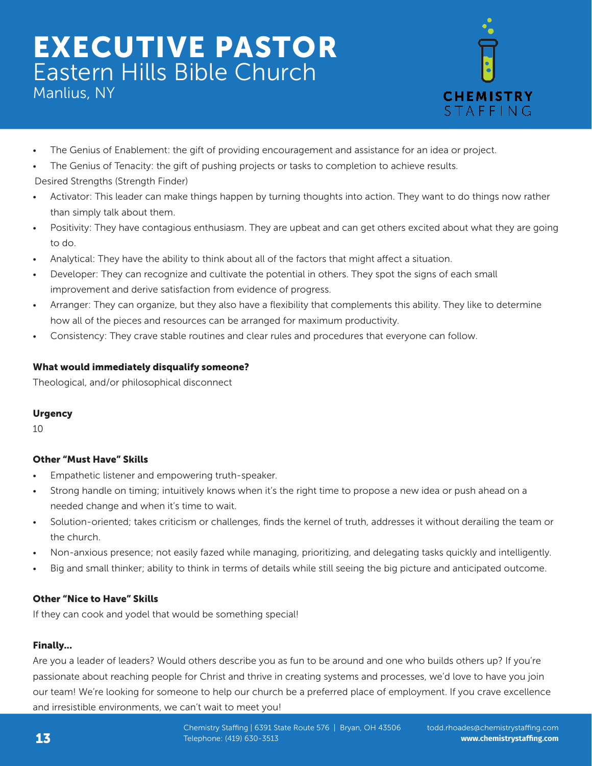# EXECUTIVE PASTOR
## Eastern Hills Bible Church
Manlius, NY

- The Genius of Enablement: the gift of providing encouragement and assistance for an idea or project.
- The Genius of Tenacity: the gift of pushing projects or tasks to completion to achieve results.

Desired Strengths (Strength Finder)

- Activator: This leader can make things happen by turning thoughts into action. They want to do things now rather than simply talk about them.
- Positivity: They have contagious enthusiasm. They are upbeat and can get others excited about what they are going to do.
- Analytical: They have the ability to think about all of the factors that might affect a situation.
- Developer: They can recognize and cultivate the potential in others. They spot the signs of each small improvement and derive satisfaction from evidence of progress.
- Arranger: They can organize, but they also have a flexibility that complements this ability. They like to determine how all of the pieces and resources can be arranged for maximum productivity.
- Consistency: They crave stable routines and clear rules and procedures that everyone can follow.

**What would immediately disqualify someone?**

Theological, and/or philosophical disconnect

**Urgency**

10

**Other "Must Have" Skills**

- Empathetic listener and empowering truth-speaker.
- Strong handle on timing; intuitively knows when it's the right time to propose a new idea or push ahead on a needed change and when it's time to wait.
- Solution-oriented; takes criticism or challenges, finds the kernel of truth, addresses it without derailing the team or the church.
- Non-anxious presence; not easily fazed while managing, prioritizing, and delegating tasks quickly and intelligently.
- Big and small thinker; ability to think in terms of details while still seeing the big picture and anticipated outcome.

**Other "Nice to Have" Skills**

If they can cook and yodel that would be something special!

**Finally...**

Are you a leader of leaders? Would others describe you as fun to be around and one who builds others up? If you're passionate about reaching people for Christ and thrive in creating systems and processes, we'd love to have you join our team! We're looking for someone to help our church be a preferred place of employment. If you crave excellence and irresistible environments, we can't wait to meet you!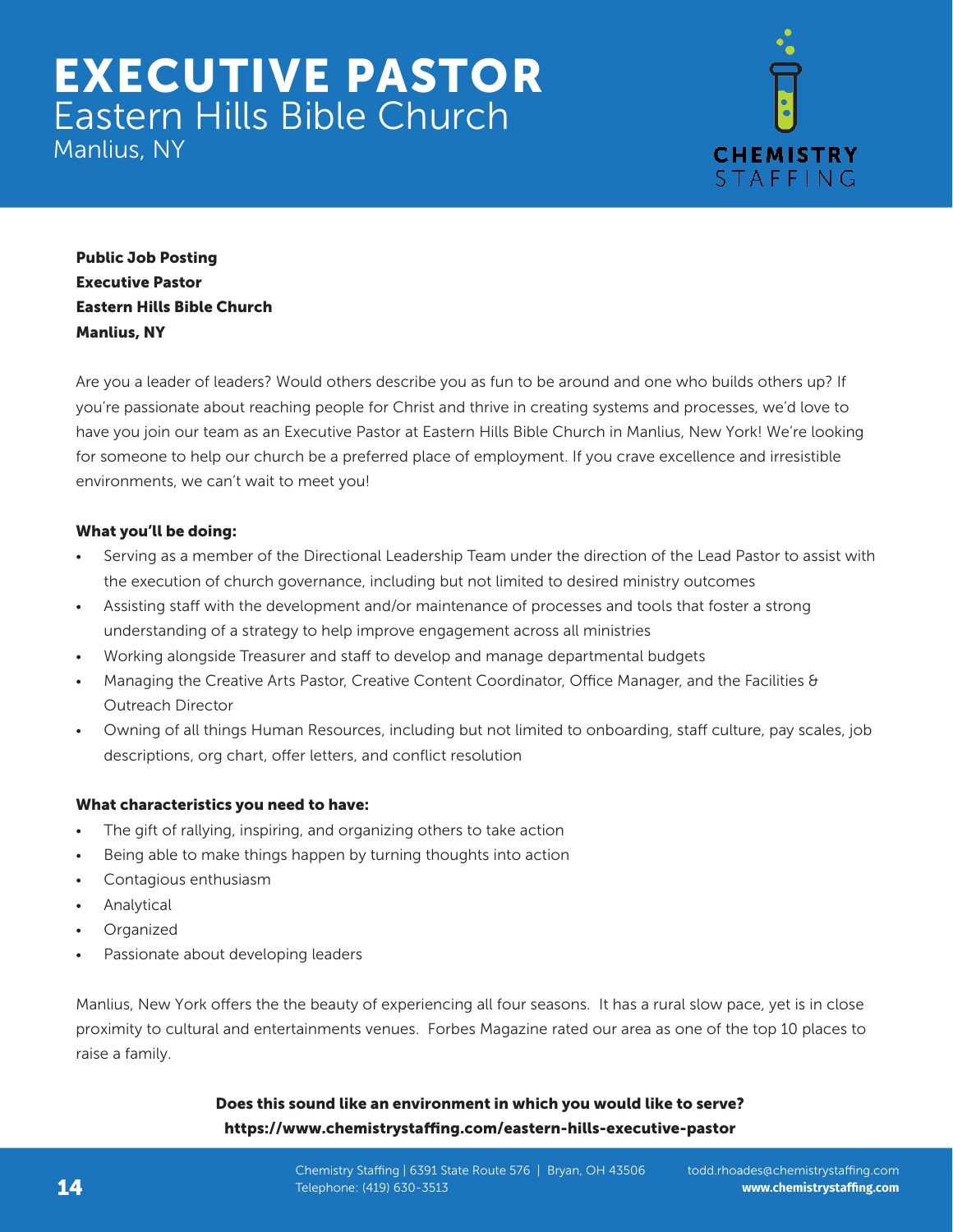# EXECUTIVE PASTOR
## Eastern Hills Bible Church
Manlius, NY

CHEMISTRY STAFFING

**Public Job Posting**
**Executive Pastor**
**Eastern Hills Bible Church**
**Manlius, NY**

Are you a leader of leaders? Would others describe you as fun to be around and one who builds others up? If you're passionate about reaching people for Christ and thrive in creating systems and processes, we'd love to have you join our team as an Executive Pastor at Eastern Hills Bible Church in Manlius, New York! We're looking for someone to help our church be a preferred place of employment. If you crave excellence and irresistible environments, we can't wait to meet you!

**What you'll be doing:**

- Serving as a member of the Directional Leadership Team under the direction of the Lead Pastor to assist with the execution of church governance, including but not limited to desired ministry outcomes
- Assisting staff with the development and/or maintenance of processes and tools that foster a strong understanding of a strategy to help improve engagement across all ministries
- Working alongside Treasurer and staff to develop and manage departmental budgets
- Managing the Creative Arts Pastor, Creative Content Coordinator, Office Manager, and the Facilities & Outreach Director
- Owning of all things Human Resources, including but not limited to onboarding, staff culture, pay scales, job descriptions, org chart, offer letters, and conflict resolution

**What characteristics you need to have:**

- The gift of rallying, inspiring, and organizing others to take action
- Being able to make things happen by turning thoughts into action
- Contagious enthusiasm
- Analytical
- Organized
- Passionate about developing leaders

Manlius, New York offers the the beauty of experiencing all four seasons. It has a rural slow pace, yet is in close proximity to cultural and entertainments venues. Forbes Magazine rated our area as one of the top 10 places to raise a family.

**Does this sound like an environment in which you would like to serve?**
**https://www.chemistrystaffing.com/eastern-hills-executive-pastor**

Chemistry Staffing | 6391 State Route 576 | Bryan, OH 43506
Telephone: (419) 630-3513
todd.rhoades@chemistrystaffing.com
**www.chemistrystaffing.com**